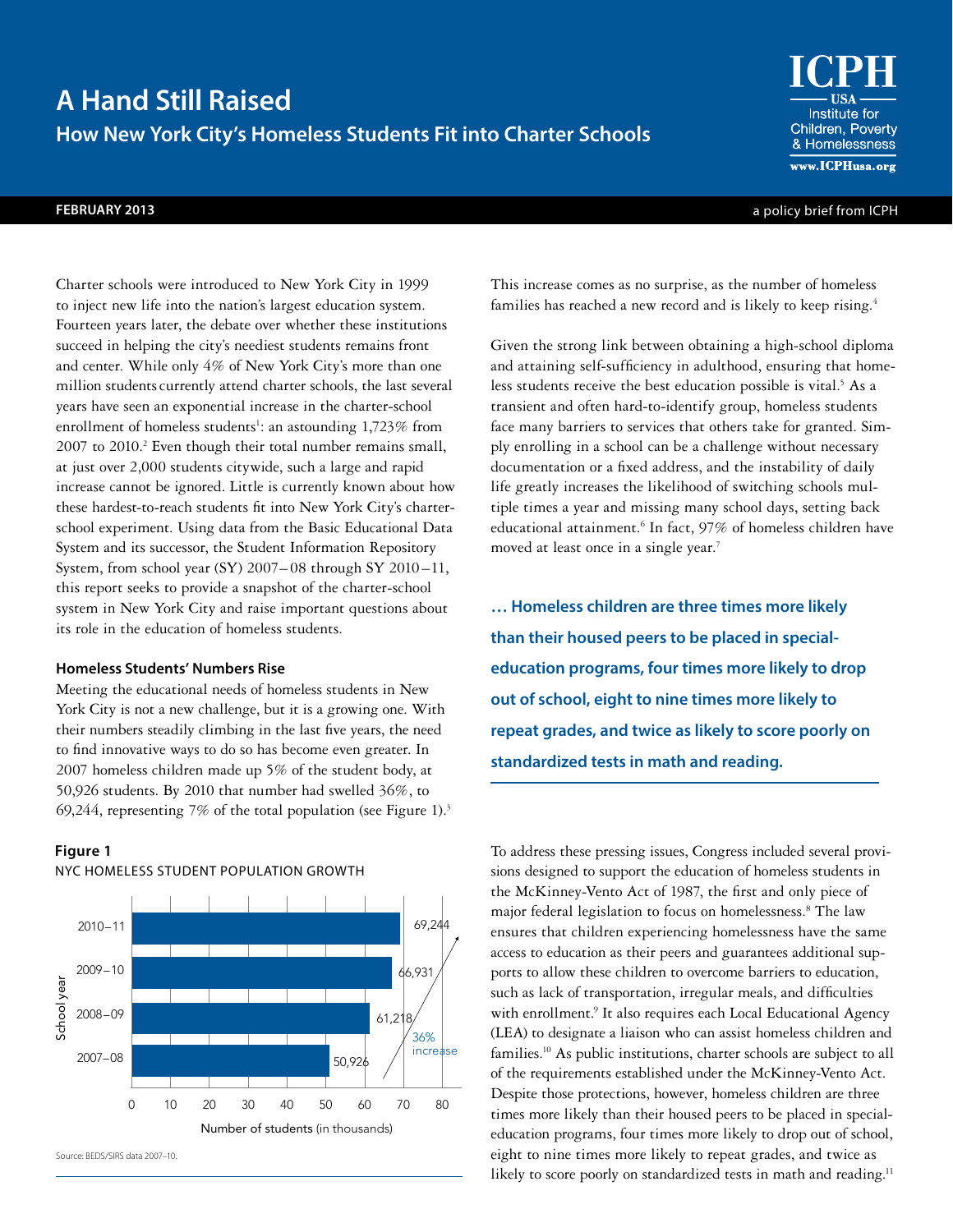# A Hand Still Raised

## How New York City's Homeless Students Fit into Charter Schools

ICPH USA Institute for Children, Poverty & Homelessness
www.ICPHusa.org

**FEBRUARY 2013** — a policy brief from ICPH

Charter schools were introduced to New York City in 1999 to inject new life into the nation's largest education system. Fourteen years later, the debate over whether these institutions succeed in helping the city's neediest students remains front and center. While only 4% of New York City's more than one million students currently attend charter schools, the last several years have seen an exponential increase in the charter-school enrollment of homeless students[1]: an astounding 1,723% from 2007 to 2010.[2] Even though their total number remains small, at just over 2,000 students citywide, such a large and rapid increase cannot be ignored. Little is currently known about how these hardest-to-reach students fit into New York City's charter-school experiment. Using data from the Basic Educational Data System and its successor, the Student Information Repository System, from school year (SY) 2007–08 through SY 2010–11, this report seeks to provide a snapshot of the charter-school system in New York City and raise important questions about its role in the education of homeless students.

### Homeless Students' Numbers Rise

Meeting the educational needs of homeless students in New York City is not a new challenge, but it is a growing one. With their numbers steadily climbing in the last five years, the need to find innovative ways to do so has become even greater. In 2007 homeless children made up 5% of the student body, at 50,926 students. By 2010 that number had swelled 36%, to 69,244, representing 7% of the total population (see Figure 1).[3]

**Figure 1**

NYC HOMELESS STUDENT POPULATION GROWTH

| School year | Number of students |
|---|---|
| 2010–11 | 69,244 |
| 2009–10 | 66,931 |
| 2008–09 | 61,218 |
| 2007–08 | 50,926 |

36% increase

Number of students (in thousands)

Source: BEDS/SIRS data 2007–10.

This increase comes as no surprise, as the number of homeless families has reached a new record and is likely to keep rising.[4]

Given the strong link between obtaining a high-school diploma and attaining self-sufficiency in adulthood, ensuring that homeless students receive the best education possible is vital.[5] As a transient and often hard-to-identify group, homeless students face many barriers to services that others take for granted. Simply enrolling in a school can be a challenge without necessary documentation or a fixed address, and the instability of daily life greatly increases the likelihood of switching schools multiple times a year and missing many school days, setting back educational attainment.[6] In fact, 97% of homeless children have moved at least once in a single year.[7]

**… Homeless children are three times more likely than their housed peers to be placed in special-education programs, four times more likely to drop out of school, eight to nine times more likely to repeat grades, and twice as likely to score poorly on standardized tests in math and reading.**

To address these pressing issues, Congress included several provisions designed to support the education of homeless students in the McKinney-Vento Act of 1987, the first and only piece of major federal legislation to focus on homelessness.[8] The law ensures that children experiencing homelessness have the same access to education as their peers and guarantees additional supports to allow these children to overcome barriers to education, such as lack of transportation, irregular meals, and difficulties with enrollment.[9] It also requires each Local Educational Agency (LEA) to designate a liaison who can assist homeless children and families.[10] As public institutions, charter schools are subject to all of the requirements established under the McKinney-Vento Act. Despite those protections, however, homeless children are three times more likely than their housed peers to be placed in special-education programs, four times more likely to drop out of school, eight to nine times more likely to repeat grades, and twice as likely to score poorly on standardized tests in math and reading.[11]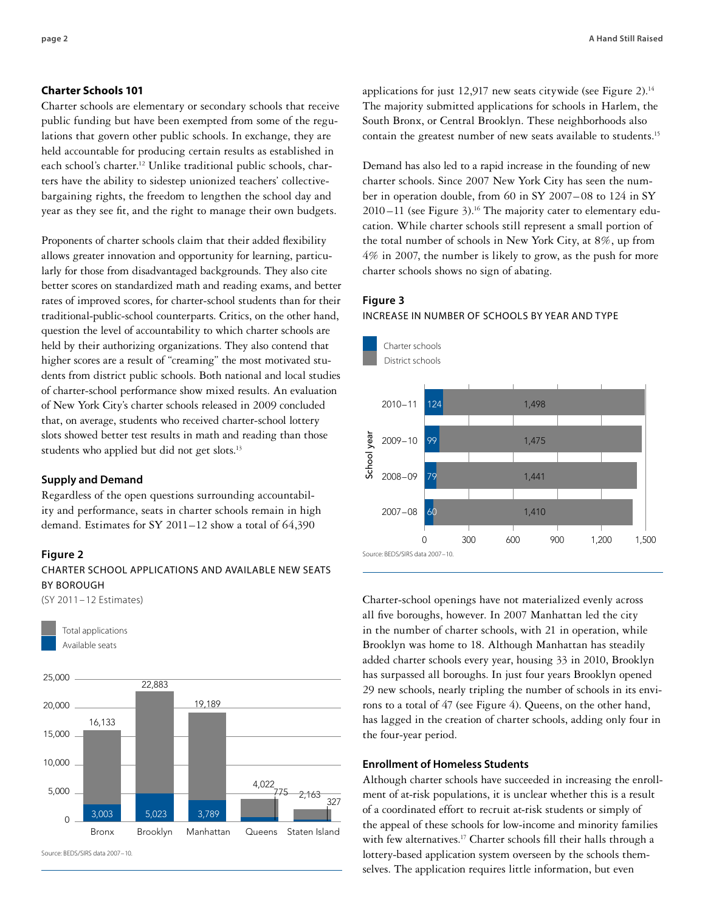## Charter Schools 101

Charter schools are elementary or secondary schools that receive public funding but have been exempted from some of the regulations that govern other public schools. In exchange, they are held accountable for producing certain results as established in each school's charter.[12] Unlike traditional public schools, charters have the ability to sidestep unionized teachers' collective-bargaining rights, the freedom to lengthen the school day and year as they see fit, and the right to manage their own budgets.

Proponents of charter schools claim that their added flexibility allows greater innovation and opportunity for learning, particularly for those from disadvantaged backgrounds. They also cite better scores on standardized math and reading exams, and better rates of improved scores, for charter-school students than for their traditional-public-school counterparts. Critics, on the other hand, question the level of accountability to which charter schools are held by their authorizing organizations. They also contend that higher scores are a result of "creaming" the most motivated students from district public schools. Both national and local studies of charter-school performance show mixed results. An evaluation of New York City's charter schools released in 2009 concluded that, on average, students who received charter-school lottery slots showed better test results in math and reading than those students who applied but did not get slots.[13]

## Supply and Demand

Regardless of the open questions surrounding accountability and performance, seats in charter schools remain in high demand. Estimates for SY 2011–12 show a total of 64,390 applications for just 12,917 new seats citywide (see Figure 2).[14] The majority submitted applications for schools in Harlem, the South Bronx, or Central Brooklyn. These neighborhoods also contain the greatest number of new seats available to students.[15]

**Figure 2**

CHARTER SCHOOL APPLICATIONS AND AVAILABLE NEW SEATS BY BOROUGH

(SY 2011–12 Estimates)

| Borough | Total applications | Available seats |
|---|---|---|
| Bronx | 16,133 | 3,003 |
| Brooklyn | 22,883 | 5,023 |
| Manhattan | 19,189 | 3,789 |
| Queens | 4,022 | 775 |
| Staten Island | 2,163 | 327 |

Source: BEDS/SIRS data 2007–10.

Demand has also led to a rapid increase in the founding of new charter schools. Since 2007 New York City has seen the number in operation double, from 60 in SY 2007–08 to 124 in SY 2010–11 (see Figure 3).[16] The majority cater to elementary education. While charter schools still represent a small portion of the total number of schools in New York City, at 8%, up from 4% in 2007, the number is likely to grow, as the push for more charter schools shows no sign of abating.

**Figure 3**

INCREASE IN NUMBER OF SCHOOLS BY YEAR AND TYPE

| School year | Charter schools | District schools |
|---|---|---|
| 2010–11 | 124 | 1,498 |
| 2009–10 | 99 | 1,475 |
| 2008–09 | 79 | 1,441 |
| 2007–08 | 60 | 1,410 |

Source: BEDS/SIRS data 2007–10.

Charter-school openings have not materialized evenly across all five boroughs, however. In 2007 Manhattan led the city in the number of charter schools, with 21 in operation, while Brooklyn was home to 18. Although Manhattan has steadily added charter schools every year, housing 33 in 2010, Brooklyn has surpassed all boroughs. In just four years Brooklyn opened 29 new schools, nearly tripling the number of schools in its environs to a total of 47 (see Figure 4). Queens, on the other hand, has lagged in the creation of charter schools, adding only four in the four-year period.

## Enrollment of Homeless Students

Although charter schools have succeeded in increasing the enrollment of at-risk populations, it is unclear whether this is a result of a coordinated effort to recruit at-risk students or simply of the appeal of these schools for low-income and minority families with few alternatives.[17] Charter schools fill their halls through a lottery-based application system overseen by the schools themselves. The application requires little information, but even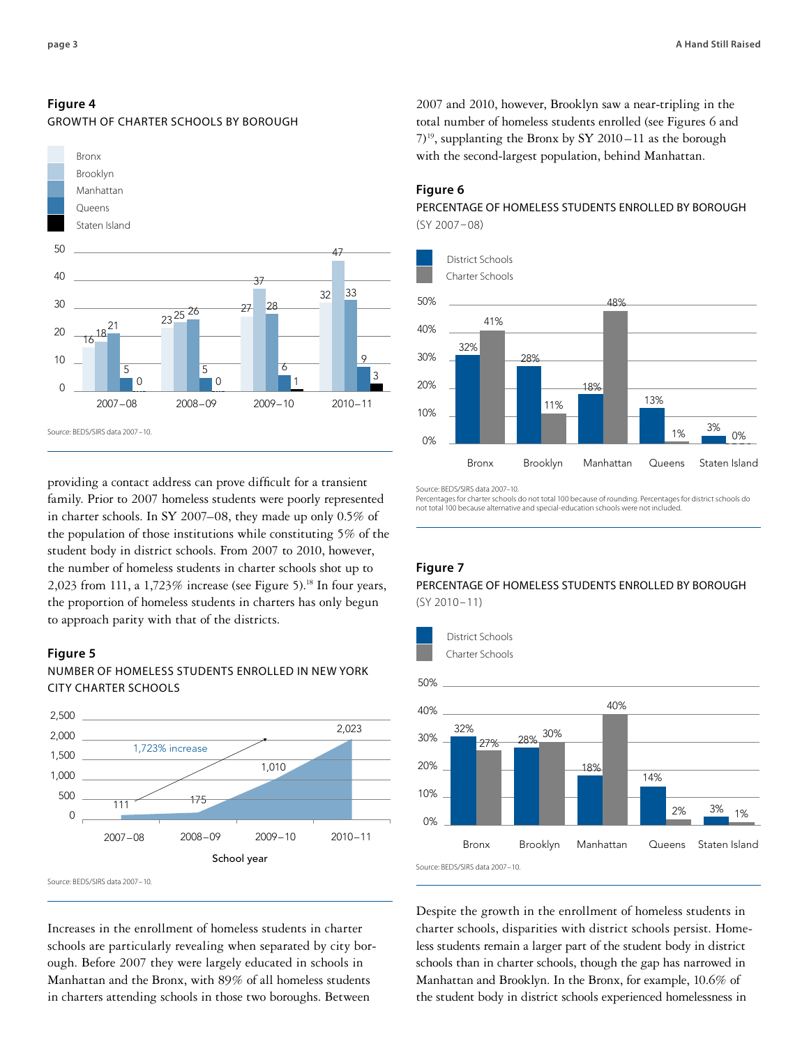**Figure 4**

GROWTH OF CHARTER SCHOOLS BY BOROUGH

| | 2007–08 | 2008–09 | 2009–10 | 2010–11 |
|---|---|---|---|---|
| Bronx | 16 | 23 | 27 | 32 |
| Brooklyn | 18 | 25 | 37 | 47 |
| Manhattan | 21 | 26 | 28 | 33 |
| Queens | 5 | 5 | 6 | 9 |
| Staten Island | 0 | 0 | 1 | 3 |

Source: BEDS/SIRS data 2007–10.

providing a contact address can prove difficult for a transient family. Prior to 2007 homeless students were poorly represented in charter schools. In SY 2007–08, they made up only 0.5% of the population of those institutions while constituting 5% of the student body in district schools. From 2007 to 2010, however, the number of homeless students in charter schools shot up to 2,023 from 111, a 1,723% increase (see Figure 5).[18] In four years, the proportion of homeless students in charters has only begun to approach parity with that of the districts.

**Figure 5**

NUMBER OF HOMELESS STUDENTS ENROLLED IN NEW YORK CITY CHARTER SCHOOLS

| School year | 2007–08 | 2008–09 | 2009–10 | 2010–11 |
|---|---|---|---|---|
| Homeless students | 111 | 175 | 1,010 | 2,023 |

1,723% increase

Source: BEDS/SIRS data 2007–10.

Increases in the enrollment of homeless students in charter schools are particularly revealing when separated by city borough. Before 2007 they were largely educated in schools in Manhattan and the Bronx, with 89% of all homeless students in charters attending schools in those two boroughs. Between 2007 and 2010, however, Brooklyn saw a near-tripling in the total number of homeless students enrolled (see Figures 6 and 7)[19], supplanting the Bronx by SY 2010–11 as the borough with the second-largest population, behind Manhattan.

**Figure 6**

PERCENTAGE OF HOMELESS STUDENTS ENROLLED BY BOROUGH (SY 2007–08)

| | Bronx | Brooklyn | Manhattan | Queens | Staten Island |
|---|---|---|---|---|---|
| District Schools | 32% | 28% | 18% | 13% | 3% |
| Charter Schools | 41% | 11% | 48% | 1% | 0% |

Source: BEDS/SIRS data 2007–10.
Percentages for charter schools do not total 100 because of rounding. Percentages for district schools do not total 100 because alternative and special-education schools were not included.

**Figure 7**

PERCENTAGE OF HOMELESS STUDENTS ENROLLED BY BOROUGH (SY 2010–11)

| | Bronx | Brooklyn | Manhattan | Queens | Staten Island |
|---|---|---|---|---|---|
| District Schools | 32% | 28% | 18% | 14% | 3% |
| Charter Schools | 27% | 30% | 40% | 2% | 1% |

Source: BEDS/SIRS data 2007–10.

Despite the growth in the enrollment of homeless students in charter schools, disparities with district schools persist. Homeless students remain a larger part of the student body in district schools than in charter schools, though the gap has narrowed in Manhattan and Brooklyn. In the Bronx, for example, 10.6% of the student body in district schools experienced homelessness in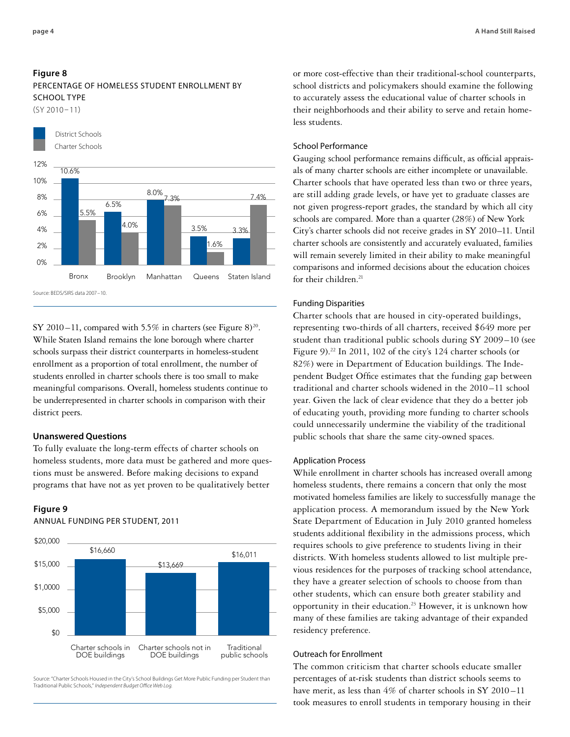**Figure 8**

PERCENTAGE OF HOMELESS STUDENT ENROLLMENT BY SCHOOL TYPE

(SY 2010–11)

| Borough | District Schools | Charter Schools |
| --- | --- | --- |
| Bronx | 10.6% | 5.5% |
| Brooklyn | 6.5% | 4.0% |
| Manhattan | 8.0% | 7.3% |
| Queens | 3.5% | 1.6% |
| Staten Island | 3.3% | 7.4% |

Source: BEDS/SIRS data 2007–10.

SY 2010–11, compared with 5.5% in charters (see Figure 8)[20]. While Staten Island remains the lone borough where charter schools surpass their district counterparts in homeless-student enrollment as a proportion of total enrollment, the number of students enrolled in charter schools there is too small to make meaningful comparisons. Overall, homeless students continue to be underrepresented in charter schools in comparison with their district peers.

### Unanswered Questions

To fully evaluate the long-term effects of charter schools on homeless students, more data must be gathered and more questions must be answered. Before making decisions to expand programs that have not as yet proven to be qualitatively better or more cost-effective than their traditional-school counterparts, school districts and policymakers should examine the following to accurately assess the educational value of charter schools in their neighborhoods and their ability to serve and retain homeless students.

**Figure 9**

ANNUAL FUNDING PER STUDENT, 2011

| School Type | Funding per Student |
| --- | --- |
| Charter schools in DOE buildings | $16,660 |
| Charter schools not in DOE buildings | $13,669 |
| Traditional public schools | $16,011 |

Source: "Charter Schools Housed in the City's School Buildings Get More Public Funding per Student than Traditional Public Schools," *Independent Budget Office Web Log.*

#### School Performance

Gauging school performance remains difficult, as official appraisals of many charter schools are either incomplete or unavailable. Charter schools that have operated less than two or three years, are still adding grade levels, or have yet to graduate classes are not given progress-report grades, the standard by which all city schools are compared. More than a quarter (28%) of New York City's charter schools did not receive grades in SY 2010–11. Until charter schools are consistently and accurately evaluated, families will remain severely limited in their ability to make meaningful comparisons and informed decisions about the education choices for their children.[21]

#### Funding Disparities

Charter schools that are housed in city-operated buildings, representing two-thirds of all charters, received $649 more per student than traditional public schools during SY 2009–10 (see Figure 9).[22] In 2011, 102 of the city's 124 charter schools (or 82%) were in Department of Education buildings. The Independent Budget Office estimates that the funding gap between traditional and charter schools widened in the 2010–11 school year. Given the lack of clear evidence that they do a better job of educating youth, providing more funding to charter schools could unnecessarily undermine the viability of the traditional public schools that share the same city-owned spaces.

#### Application Process

While enrollment in charter schools has increased overall among homeless students, there remains a concern that only the most motivated homeless families are likely to successfully manage the application process. A memorandum issued by the New York State Department of Education in July 2010 granted homeless students additional flexibility in the admissions process, which requires schools to give preference to students living in their districts. With homeless students allowed to list multiple previous residences for the purposes of tracking school attendance, they have a greater selection of schools to choose from than other students, which can ensure both greater stability and opportunity in their education.[23] However, it is unknown how many of these families are taking advantage of their expanded residency preference.

#### Outreach for Enrollment

The common criticism that charter schools educate smaller percentages of at-risk students than district schools seems to have merit, as less than 4% of charter schools in SY 2010–11 took measures to enroll students in temporary housing in their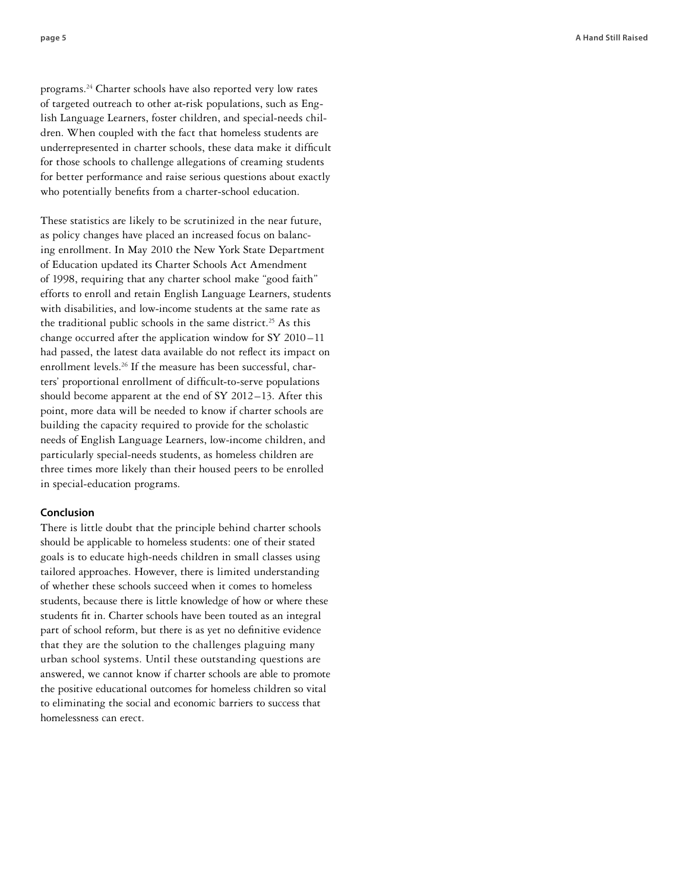programs.[24] Charter schools have also reported very low rates of targeted outreach to other at-risk populations, such as English Language Learners, foster children, and special-needs children. When coupled with the fact that homeless students are underrepresented in charter schools, these data make it difficult for those schools to challenge allegations of creaming students for better performance and raise serious questions about exactly who potentially benefits from a charter-school education.

These statistics are likely to be scrutinized in the near future, as policy changes have placed an increased focus on balancing enrollment. In May 2010 the New York State Department of Education updated its Charter Schools Act Amendment of 1998, requiring that any charter school make "good faith" efforts to enroll and retain English Language Learners, students with disabilities, and low-income students at the same rate as the traditional public schools in the same district.[25] As this change occurred after the application window for SY 2010–11 had passed, the latest data available do not reflect its impact on enrollment levels.[26] If the measure has been successful, charters' proportional enrollment of difficult-to-serve populations should become apparent at the end of SY 2012–13. After this point, more data will be needed to know if charter schools are building the capacity required to provide for the scholastic needs of English Language Learners, low-income children, and particularly special-needs students, as homeless children are three times more likely than their housed peers to be enrolled in special-education programs.

## Conclusion

There is little doubt that the principle behind charter schools should be applicable to homeless students: one of their stated goals is to educate high-needs children in small classes using tailored approaches. However, there is limited understanding of whether these schools succeed when it comes to homeless students, because there is little knowledge of how or where these students fit in. Charter schools have been touted as an integral part of school reform, but there is as yet no definitive evidence that they are the solution to the challenges plaguing many urban school systems. Until these outstanding questions are answered, we cannot know if charter schools are able to promote the positive educational outcomes for homeless children so vital to eliminating the social and economic barriers to success that homelessness can erect.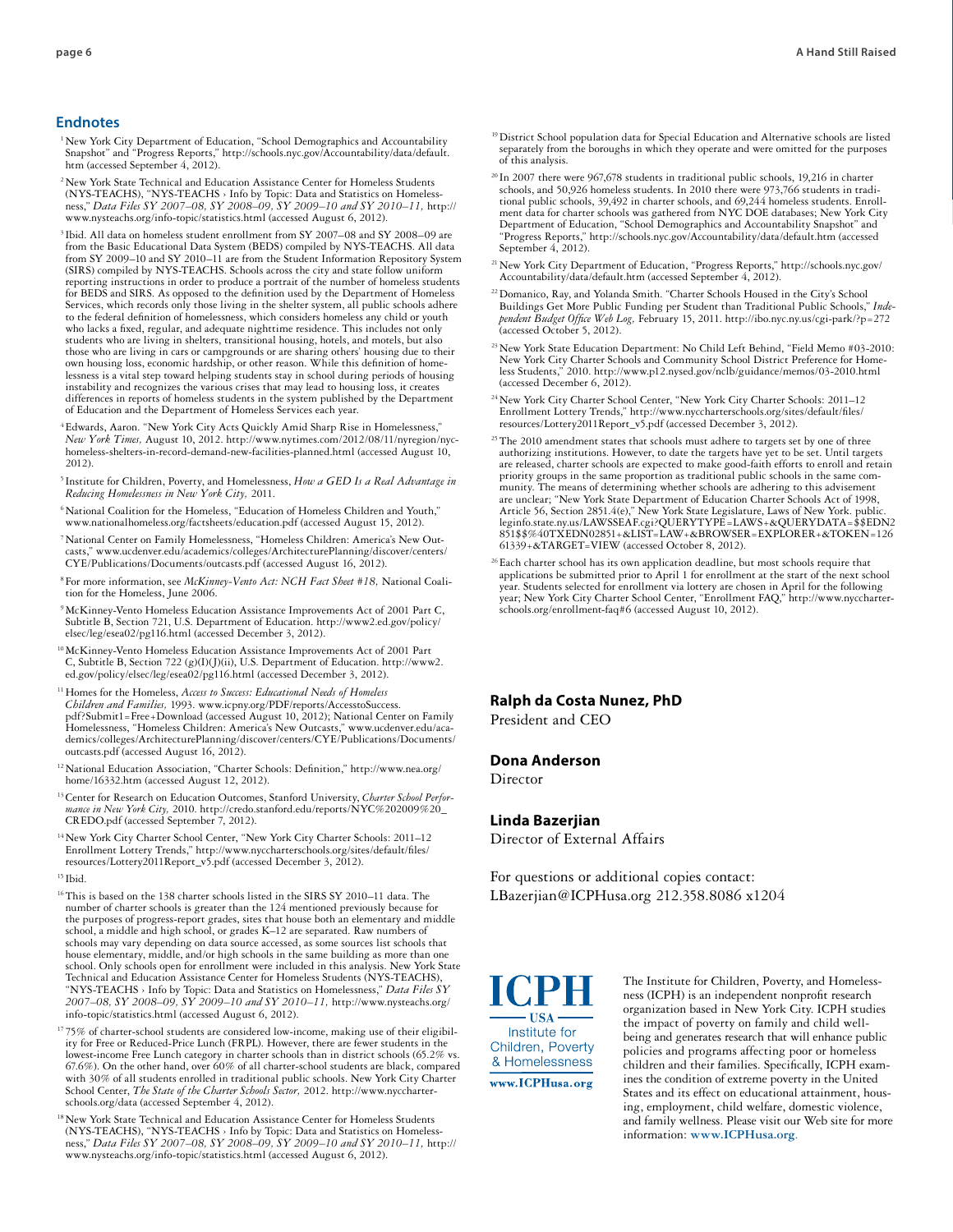## Endnotes

[1] New York City Department of Education, "School Demographics and Accountability Snapshot" and "Progress Reports," http://schools.nyc.gov/Accountability/data/default.htm (accessed September 4, 2012).

[2] New York State Technical and Education Assistance Center for Homeless Students (NYS-TEACHS), "NYS-TEACHS › Info by Topic: Data and Statistics on Homelessness," *Data Files SY 2007–08, SY 2008–09, SY 2009–10 and SY 2010–11,* http://www.nysteachs.org/info-topic/statistics.html (accessed August 6, 2012).

[3] Ibid. All data on homeless student enrollment from SY 2007–08 and SY 2008–09 are from the Basic Educational Data System (BEDS) compiled by NYS-TEACHS. All data from SY 2009–10 and SY 2010–11 are from the Student Information Repository System (SIRS) compiled by NYS-TEACHS. Schools across the city and state follow uniform reporting instructions in order to produce a portrait of the number of homeless students for BEDS and SIRS. As opposed to the definition used by the Department of Homeless Services, which records only those living in the shelter system, all public schools adhere to the federal definition of homelessness, which considers homeless any child or youth who lacks a fixed, regular, and adequate nighttime residence. This includes not only students who are living in shelters, transitional housing, hotels, and motels, but also those who are living in cars or campgrounds or are sharing others' housing due to their own housing loss, economic hardship, or other reason. While this definition of homelessness is a vital step toward helping students stay in school during periods of housing instability and recognizes the various crises that may lead to housing loss, it creates differences in reports of homeless students in the system published by the Department of Education and the Department of Homeless Services each year.

[4] Edwards, Aaron. "New York City Acts Quickly Amid Sharp Rise in Homelessness," *New York Times,* August 10, 2012. http://www.nytimes.com/2012/08/11/nyregion/nyc-homeless-shelters-in-record-demand-new-facilities-planned.html (accessed August 10, 2012).

[5] Institute for Children, Poverty, and Homelessness, *How a GED Is a Real Advantage in Reducing Homelessness in New York City,* 2011.

[6] National Coalition for the Homeless, "Education of Homeless Children and Youth," www.nationalhomeless.org/factsheets/education.pdf (accessed August 15, 2012).

[7] National Center on Family Homelessness, "Homeless Children: America's New Outcasts," www.ucdenver.edu/academics/colleges/ArchitecturePlanning/discover/centers/CYE/Publications/Documents/outcasts.pdf (accessed August 16, 2012).

[8] For more information, see *McKinney-Vento Act: NCH Fact Sheet #18,* National Coalition for the Homeless, June 2006.

[9] McKinney-Vento Homeless Education Assistance Improvements Act of 2001 Part C, Subtitle B, Section 721, U.S. Department of Education. http://www2.ed.gov/policy/elsec/leg/esea02/pg116.html (accessed December 3, 2012).

[10] McKinney-Vento Homeless Education Assistance Improvements Act of 2001 Part C, Subtitle B, Section 722 (g)(I)(J)(ii), U.S. Department of Education. http://www2.ed.gov/policy/elsec/leg/esea02/pg116.html (accessed December 3, 2012).

[11] Homes for the Homeless, *Access to Success: Educational Needs of Homeless Children and Families,* 1993. www.icpny.org/PDF/reports/AccesstoSuccess.pdf?Submit1=Free+Download (accessed August 10, 2012); National Center on Family Homelessness, "Homeless Children: America's New Outcasts," www.ucdenver.edu/academics/colleges/ArchitecturePlanning/discover/centers/CYE/Publications/Documents/outcasts.pdf (accessed August 16, 2012).

[12] National Education Association, "Charter Schools: Definition," http://www.nea.org/home/16332.htm (accessed August 12, 2012).

[13] Center for Research on Education Outcomes, Stanford University, *Charter School Performance in New York City,* 2010. http://credo.stanford.edu/reports/NYC%202009%20_CREDO.pdf (accessed September 7, 2012).

[14] New York City Charter School Center, "New York City Charter Schools: 2011–12 Enrollment Lottery Trends," http://www.nyccharterschools.org/sites/default/files/resources/Lottery2011Report_v5.pdf (accessed December 3, 2012).

[15] Ibid.

[16] This is based on the 138 charter schools listed in the SIRS SY 2010–11 data. The number of charter schools is greater than the 124 mentioned previously because for the purposes of progress-report grades, sites that house both an elementary and middle school, a middle and high school, or grades K–12 are separated. Raw numbers of schools may vary depending on data source accessed, as some sources list schools that house elementary, middle, and/or high schools in the same building as more than one school. Only schools open for enrollment were included in this analysis. New York State Technical and Education Assistance Center for Homeless Students (NYS-TEACHS), "NYS-TEACHS › Info by Topic: Data and Statistics on Homelessness," *Data Files SY 2007–08, SY 2008–09, SY 2009–10 and SY 2010–11,* http://www.nysteachs.org/info-topic/statistics.html (accessed August 6, 2012).

[17] 75% of charter-school students are considered low-income, making use of their eligibility for Free or Reduced-Price Lunch (FRPL). However, there are fewer students in the lowest-income Free Lunch category in charter schools than in district schools (65.2% vs. 67.6%). On the other hand, over 60% of all charter-school students are black, compared with 30% of all students enrolled in traditional public schools. New York City Charter School Center, *The State of the Charter Schools Sector,* 2012. http://www.nyccharterschools.org/data (accessed September 4, 2012).

[18] New York State Technical and Education Assistance Center for Homeless Students (NYS-TEACHS), "NYS-TEACHS › Info by Topic: Data and Statistics on Homelessness," *Data Files SY 2007–08, SY 2008–09, SY 2009–10 and SY 2010–11,* http://www.nysteachs.org/info-topic/statistics.html (accessed August 6, 2012).

[19] District School population data for Special Education and Alternative schools are listed separately from the boroughs in which they operate and were omitted for the purposes of this analysis.

[20] In 2007 there were 967,678 students in traditional public schools, 19,216 in charter schools, and 50,926 homeless students. In 2010 there were 973,766 students in traditional public schools, 39,492 in charter schools, and 69,244 homeless students. Enrollment data for charter schools was gathered from NYC DOE databases; New York City Department of Education, "School Demographics and Accountability Snapshot" and "Progress Reports," http://schools.nyc.gov/Accountability/data/default.htm (accessed September 4, 2012).

[21] New York City Department of Education, "Progress Reports," http://schools.nyc.gov/Accountability/data/default.htm (accessed September 4, 2012).

[22] Domanico, Ray, and Yolanda Smith. "Charter Schools Housed in the City's School Buildings Get More Public Funding per Student than Traditional Public Schools," *Independent Budget Office Web Log,* February 15, 2011. http://ibo.nyc.ny.us/cgi-park/?p=272 (accessed October 5, 2012).

[23] New York State Education Department: No Child Left Behind, "Field Memo #03-2010: New York City Charter Schools and Community School District Preference for Homeless Students," 2010. http://www.p12.nysed.gov/nclb/guidance/memos/03-2010.html (accessed December 6, 2012).

[24] New York City Charter School Center, "New York City Charter Schools: 2011–12 Enrollment Lottery Trends," http://www.nyccharterschools.org/sites/default/files/resources/Lottery2011Report_v5.pdf (accessed December 3, 2012).

[25] The 2010 amendment states that schools must adhere to targets set by one of three authorizing institutions. However, to date the targets have yet to be set. Until targets are released, charter schools are expected to make good-faith efforts to enroll and retain priority groups in the same proportion as traditional public schools in the same community. The means of determining whether schools are adhering to this advisement are unclear; "New York State Department of Education Charter Schools Act of 1998, Article 56, Section 2851.4(e)," New York State Legislature, Laws of New York. public.leginfo.state.ny.us/LAWSSEAF.cgi?QUERYTYPE=LAWS+&QUERYDATA=$$EDN2851$$%40TXEDN02851+&LIST=LAW+&BROWSER=EXPLORER+&TOKEN=12661339+&TARGET=VIEW (accessed October 8, 2012).

[26] Each charter school has its own application deadline, but most schools require that applications be submitted prior to April 1 for enrollment at the start of the next school year. Students selected for enrollment via lottery are chosen in April for the following year; New York City Charter School Center, "Enrollment FAQ," http://www.nyccharterschools.org/enrollment-faq#6 (accessed August 10, 2012).

**Ralph da Costa Nunez, PhD**
President and CEO

**Dona Anderson**
Director

**Linda Bazerjian**
Director of External Affairs

For questions or additional copies contact:
LBazerjian@ICPHusa.org 212.358.8086 x1204

ICPH USA
Institute for Children, Poverty & Homelessness
www.ICPHusa.org

The Institute for Children, Poverty, and Homelessness (ICPH) is an independent nonprofit research organization based in New York City. ICPH studies the impact of poverty on family and child well-being and generates research that will enhance public policies and programs affecting poor or homeless children and their families. Specifically, ICPH examines the condition of extreme poverty in the United States and its effect on educational attainment, housing, employment, child welfare, domestic violence, and family wellness. Please visit our Web site for more information: www.ICPHusa.org.